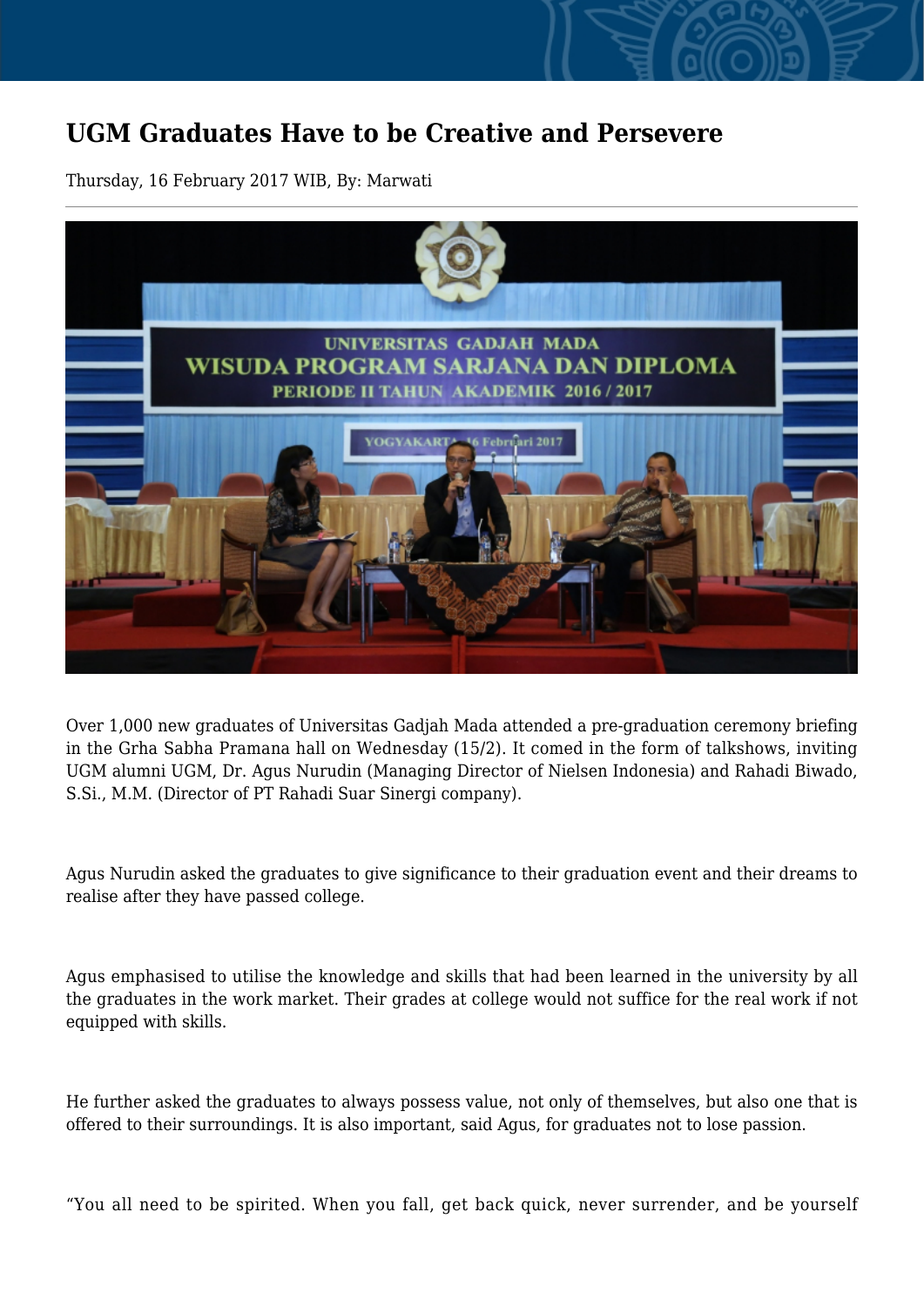# UGM Graduates Have to be Creative and Persevere

Thursday, 16 February 2017 WIB, By: Marwati

Over 1,000 new graduates of Universitas Gadjah Mada attended a pre-graduation ceremony briefing in the Grha Sabha Pramana hall on Wednesday (15/2). It comed in the form of talkshows, inviting UGM alumni UGM, Dr. Agus Nurudin (Managing Director of Nielsen Indonesia) and Rahadi Biwado, S.Si., M.M. (Director of PT Rahadi Suar Sinergi company).

Agus Nurudin asked the graduates to give significance to their graduation event and their dreams to realise after they have passed college.

Agus emphasised to utilise the knowledge and skills that had been learned in the university by all the graduates in the work market. Their grades at college would not suffice for the real work if not equipped with skills.

He further asked the graduates to always possess value, not only of themselves, but also one that is offered to their surroundings. It is also important, said Agus, for graduates not to lose passion.

"You all need to be spirited. When you fall, get back quick, never surrender, and be yourself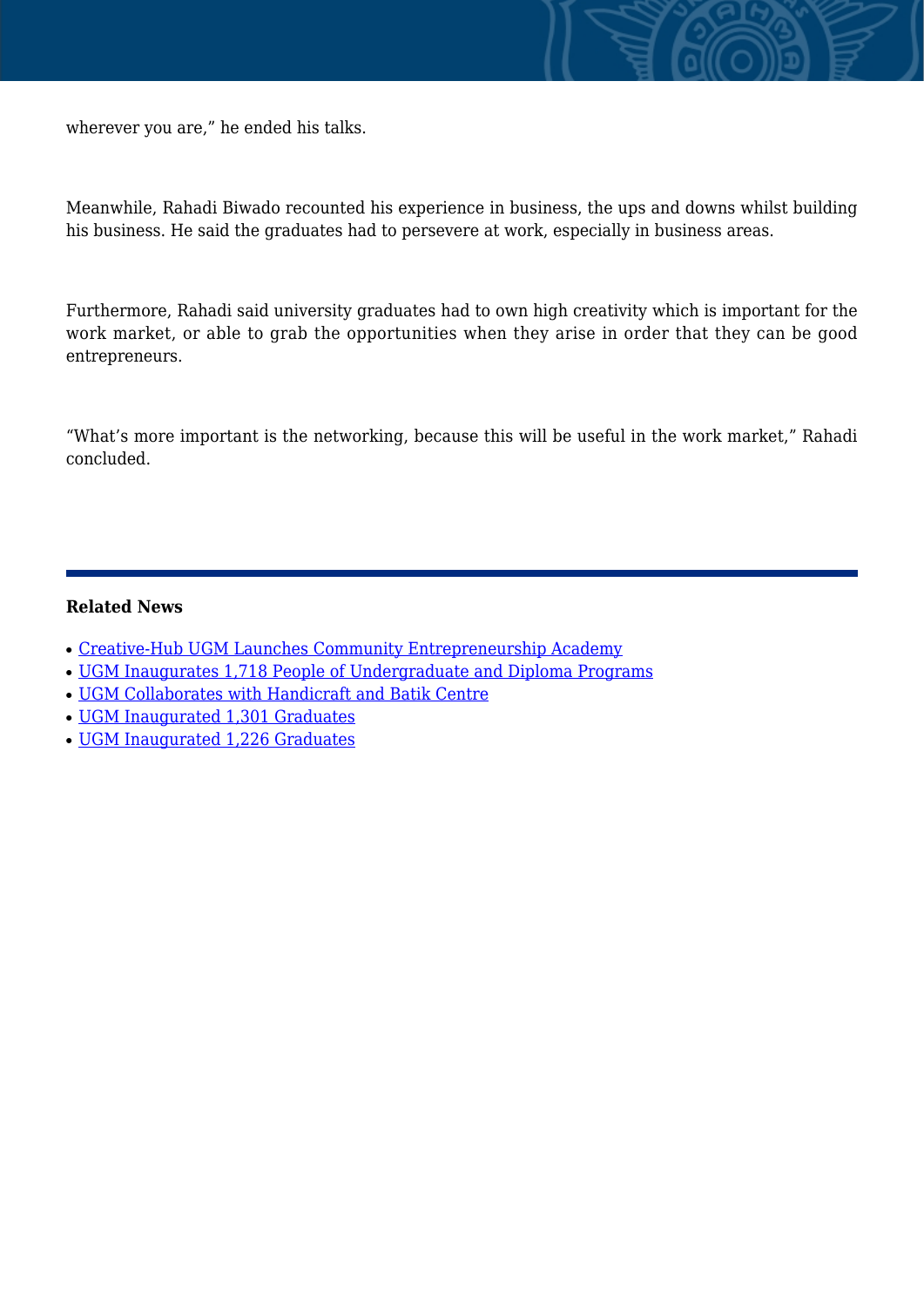wherever you are," he ended his talks.

Meanwhile, Rahadi Biwado recounted his experience in business, the ups and downs whilst building his business. He said the graduates had to persevere at work, especially in business areas.

Furthermore, Rahadi said university graduates had to own high creativity which is important for the work market, or able to grab the opportunities when they arise in order that they can be good entrepreneurs.

"What's more important is the networking, because this will be useful in the work market," Rahadi concluded.

---

**Related News**

- Creative-Hub UGM Launches Community Entrepreneurship Academy
- UGM Inaugurates 1,718 People of Undergraduate and Diploma Programs
- UGM Collaborates with Handicraft and Batik Centre
- UGM Inaugurated 1,301 Graduates
- UGM Inaugurated 1,226 Graduates